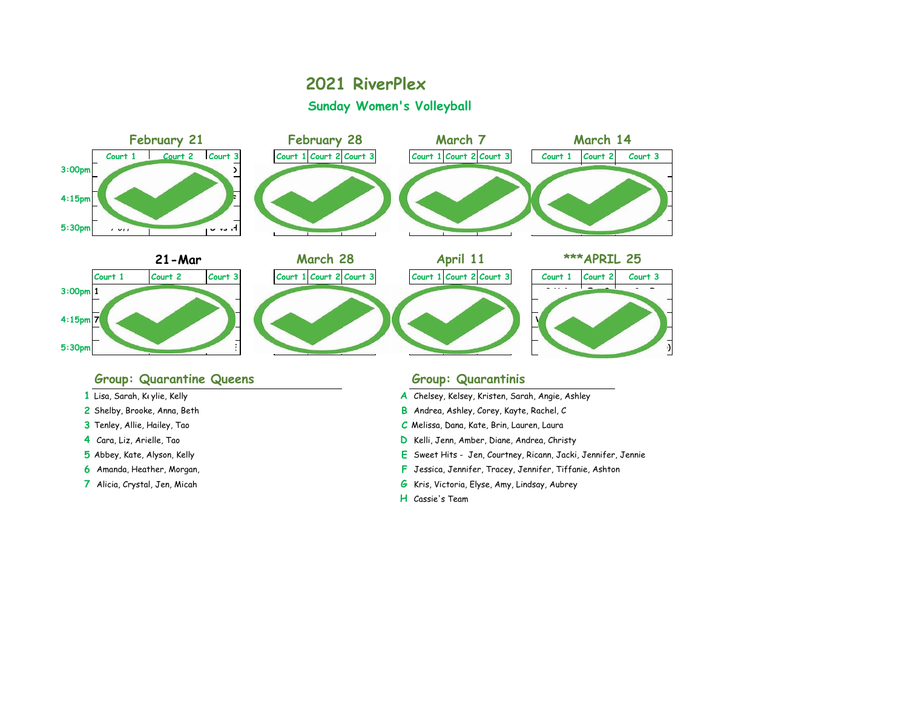# 2021 RiverPlex

## Sunday Women's Volleyball

### February 21

| | Court 1 | Court 2 | Court 3 |
|---|---|---|---|
| 3:00pm | | | |
| 4:15pm | | | |
| 5:30pm | | | |

### February 28

| | Court 1 | Court 2 | Court 3 |
|---|---|---|---|
| 3:00pm | | | |
| 4:15pm | | | |
| 5:30pm | | | |

### March 7

| | Court 1 | Court 2 | Court 3 |
|---|---|---|---|
| 3:00pm | | | |
| 4:15pm | | | |
| 5:30pm | | | |

### March 14

| | Court 1 | Court 2 | Court 3 |
|---|---|---|---|
| 3:00pm | | | |
| 4:15pm | | | |
| 5:30pm | | | |

### 21-Mar

| | Court 1 | Court 2 | Court 3 |
|---|---|---|---|
| 3:00pm | 1 | | |
| 4:15pm | 7 | | |
| 5:30pm | | | |

### March 28

| | Court 1 | Court 2 | Court 3 |
|---|---|---|---|
| 3:00pm | | | |
| 4:15pm | | | |
| 5:30pm | | | |

### April 11

| | Court 1 | Court 2 | Court 3 |
|---|---|---|---|
| 3:00pm | | | |
| 4:15pm | | | |
| 5:30pm | | | |

### ***APRIL 25

| | Court 1 | Court 2 | Court 3 |
|---|---|---|---|
| 3:00pm | | | |
| 4:15pm | | | |
| 5:30pm | | | |

## Group: Quarantine Queens

1 Lisa, Sarah, Kaylie, Kelly
2 Shelby, Brooke, Anna, Beth
3 Tenley, Allie, Hailey, Tao
4 Cara, Liz, Arielle, Tao
5 Abbey, Kate, Alyson, Kelly
6 Amanda, Heather, Morgan,
7 Alicia, Crystal, Jen, Micah

## Group: Quarantinis

A Chelsey, Kelsey, Kristen, Sarah, Angie, Ashley
B Andrea, Ashley, Corey, Kayte, Rachel, C
C Melissa, Dana, Kate, Brin, Lauren, Laura
D Kelli, Jenn, Amber, Diane, Andrea, Christy
E Sweet Hits - Jen, Courtney, Ricann, Jacki, Jennifer, Jennie
F Jessica, Jennifer, Tracey, Jennifer, Tiffanie, Ashton
G Kris, Victoria, Elyse, Amy, Lindsay, Aubrey
H Cassie's Team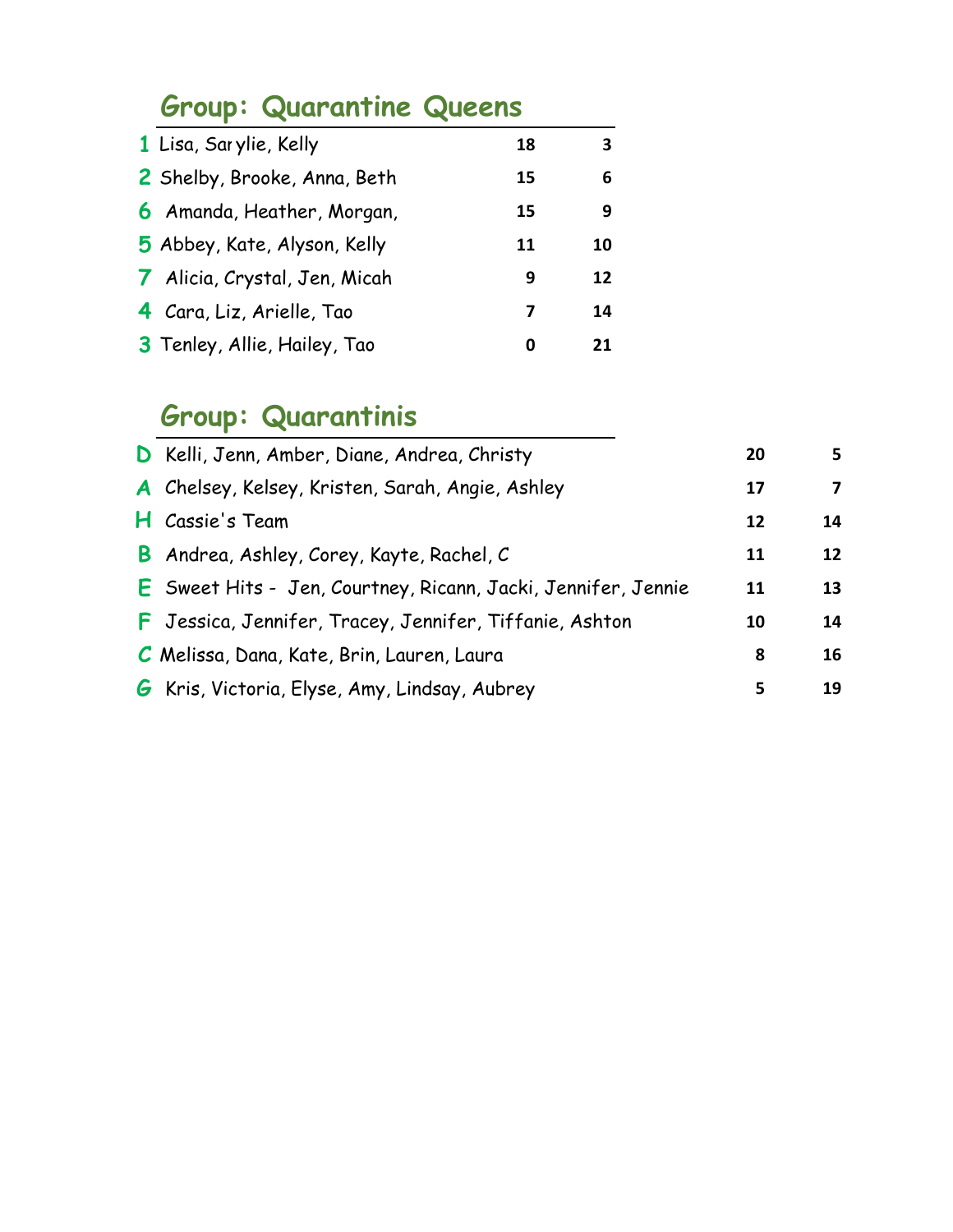## Group: Quarantine Queens

| | | | |
|---|---|---|---|
| 1 | Lisa, Sarylie, Kelly | 18 | 3 |
| 2 | Shelby, Brooke, Anna, Beth | 15 | 6 |
| 6 | Amanda, Heather, Morgan, | 15 | 9 |
| 5 | Abbey, Kate, Alyson, Kelly | 11 | 10 |
| 7 | Alicia, Crystal, Jen, Micah | 9 | 12 |
| 4 | Cara, Liz, Arielle, Tao | 7 | 14 |
| 3 | Tenley, Allie, Hailey, Tao | 0 | 21 |

## Group: Quarantinis

| | | | |
|---|---|---|---|
| D | Kelli, Jenn, Amber, Diane, Andrea, Christy | 20 | 5 |
| A | Chelsey, Kelsey, Kristen, Sarah, Angie, Ashley | 17 | 7 |
| H | Cassie's Team | 12 | 14 |
| B | Andrea, Ashley, Corey, Kayte, Rachel, C | 11 | 12 |
| E | Sweet Hits - Jen, Courtney, Ricann, Jacki, Jennifer, Jennie | 11 | 13 |
| F | Jessica, Jennifer, Tracey, Jennifer, Tiffanie, Ashton | 10 | 14 |
| C | Melissa, Dana, Kate, Brin, Lauren, Laura | 8 | 16 |
| G | Kris, Victoria, Elyse, Amy, Lindsay, Aubrey | 5 | 19 |